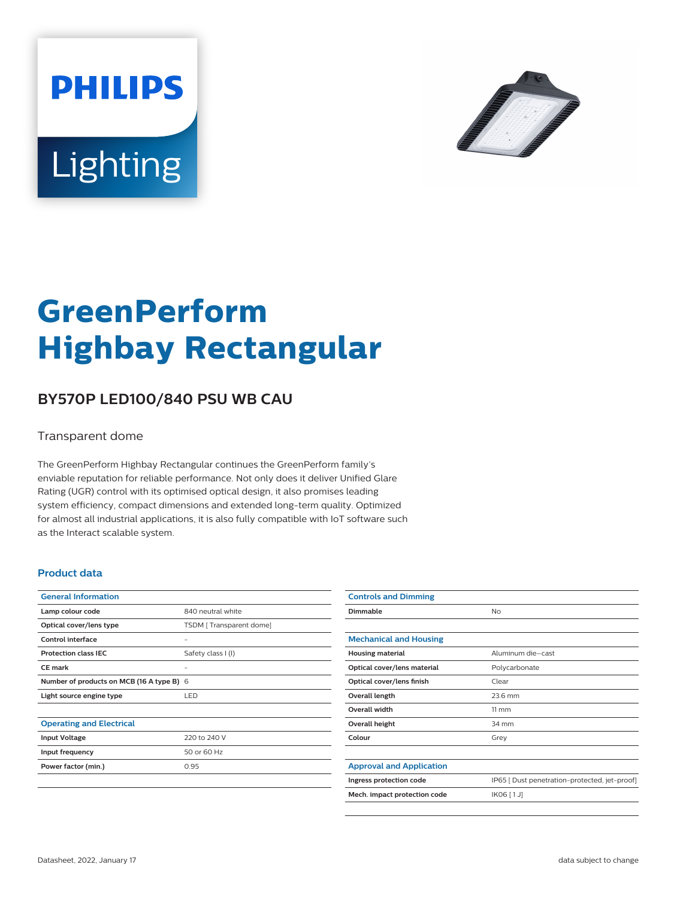# GreenPerform Highbay Rectangular

## BY570P LED100/840 PSU WB CAU

Transparent dome

The GreenPerform Highbay Rectangular continues the GreenPerform family's enviable reputation for reliable performance. Not only does it deliver Unified Glare Rating (UGR) control with its optimised optical design, it also promises leading system efficiency, compact dimensions and extended long-term quality. Optimized for almost all industrial applications, it is also fully compatible with IoT software such as the Interact scalable system.

### Product data

| General Information | |
|---|---|
| Lamp colour code | 840 neutral white |
| Optical cover/lens type | TSDM [ Transparent dome] |
| Control interface | - |
| Protection class IEC | Safety class I (I) |
| CE mark | - |
| Number of products on MCB (16 A type B) | 6 |
| Light source engine type | LED |

| Operating and Electrical | |
|---|---|
| Input Voltage | 220 to 240 V |
| Input frequency | 50 or 60 Hz |
| Power factor (min.) | 0.95 |

| Controls and Dimming | |
|---|---|
| Dimmable | No |

| Mechanical and Housing | |
|---|---|
| Housing material | Aluminum die-cast |
| Optical cover/lens material | Polycarbonate |
| Optical cover/lens finish | Clear |
| Overall length | 23.6 mm |
| Overall width | 11 mm |
| Overall height | 34 mm |
| Colour | Grey |

| Approval and Application | |
|---|---|
| Ingress protection code | IP65 [ Dust penetration-protected, jet-proof] |
| Mech. impact protection code | IK06 [ 1 J] |

Datasheet, 2022, January 17

data subject to change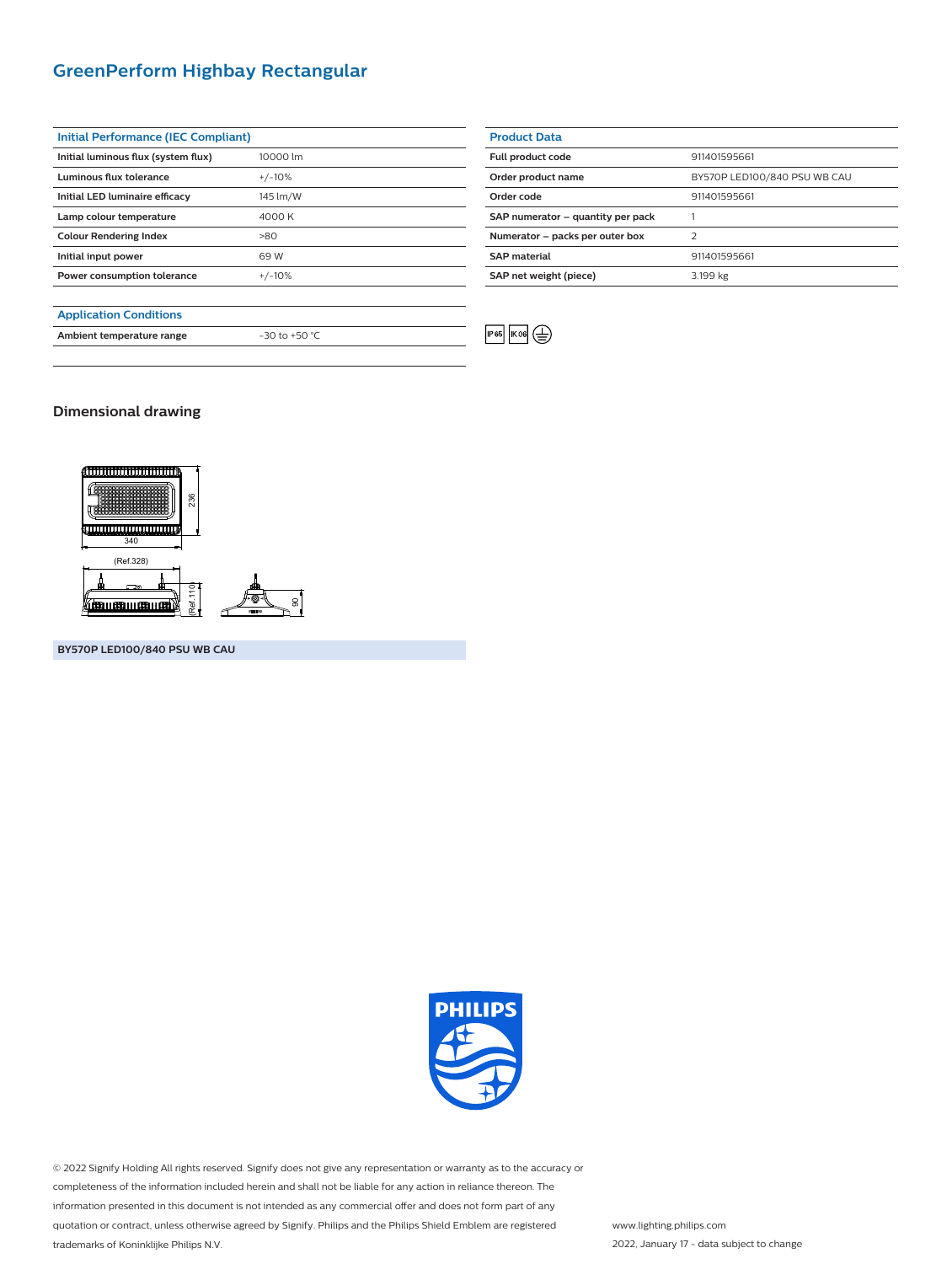# GreenPerform Highbay Rectangular

| Initial Performance (IEC Compliant) | |
|---|---|
| Initial luminous flux (system flux) | 10000 lm |
| Luminous flux tolerance | +/-10% |
| Initial LED luminaire efficacy | 145 lm/W |
| Lamp colour temperature | 4000 K |
| Colour Rendering Index | >80 |
| Initial input power | 69 W |
| Power consumption tolerance | +/-10% |

| Application Conditions | |
|---|---|
| Ambient temperature range | -30 to +50 °C |

| Product Data | |
|---|---|
| Full product code | 911401595661 |
| Order product name | BY570P LED100/840 PSU WB CAU |
| Order code | 911401595661 |
| SAP numerator – quantity per pack | 1 |
| Numerator – packs per outer box | 2 |
| SAP material | 911401595661 |
| SAP net weight (piece) | 3.199 kg |

IP65 IK06

## Dimensional drawing

236

340

(Ref.328)

(Ref.110)

90

BY570P LED100/840 PSU WB CAU

© 2022 Signify Holding All rights reserved. Signify does not give any representation or warranty as to the accuracy or completeness of the information included herein and shall not be liable for any action in reliance thereon. The information presented in this document is not intended as any commercial offer and does not form part of any quotation or contract, unless otherwise agreed by Signify. Philips and the Philips Shield Emblem are registered trademarks of Koninklijke Philips N.V.

www.lighting.philips.com

2022, January 17 - data subject to change